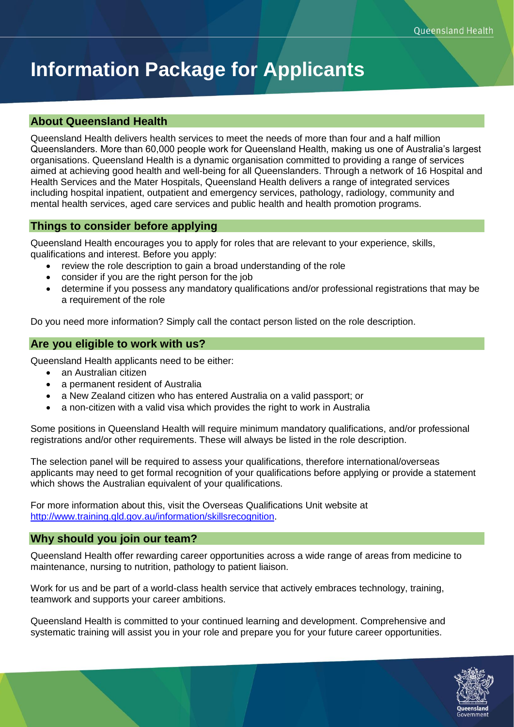# Information Package for Applicants

## About Queensland Health

Queensland Health delivers health services to meet the needs of more than four and a half million Queenslanders. More than 60,000 people work for Queensland Health, making us one of Australia's largest organisations. Queensland Health is a dynamic organisation committed to providing a range of services aimed at achieving good health and well-being for all Queenslanders. Through a network of 16 Hospital and Health Services and the Mater Hospitals, Queensland Health delivers a range of integrated services including hospital inpatient, outpatient and emergency services, pathology, radiology, community and mental health services, aged care services and public health and health promotion programs.

## Things to consider before applying

Queensland Health encourages you to apply for roles that are relevant to your experience, skills, qualifications and interest. Before you apply:

- review the role description to gain a broad understanding of the role
- consider if you are the right person for the job
- determine if you possess any mandatory qualifications and/or professional registrations that may be a requirement of the role

Do you need more information? Simply call the contact person listed on the role description.

## Are you eligible to work with us?

Queensland Health applicants need to be either:

- an Australian citizen
- a permanent resident of Australia
- a New Zealand citizen who has entered Australia on a valid passport; or
- a non-citizen with a valid visa which provides the right to work in Australia

Some positions in Queensland Health will require minimum mandatory qualifications, and/or professional registrations and/or other requirements. These will always be listed in the role description.

The selection panel will be required to assess your qualifications, therefore international/overseas applicants may need to get formal recognition of your qualifications before applying or provide a statement which shows the Australian equivalent of your qualifications.

For more information about this, visit the Overseas Qualifications Unit website at http://www.training.qld.gov.au/information/skillsrecognition.

## Why should you join our team?

Queensland Health offer rewarding career opportunities across a wide range of areas from medicine to maintenance, nursing to nutrition, pathology to patient liaison.

Work for us and be part of a world-class health service that actively embraces technology, training, teamwork and supports your career ambitions.

Queensland Health is committed to your continued learning and development. Comprehensive and systematic training will assist you in your role and prepare you for your future career opportunities.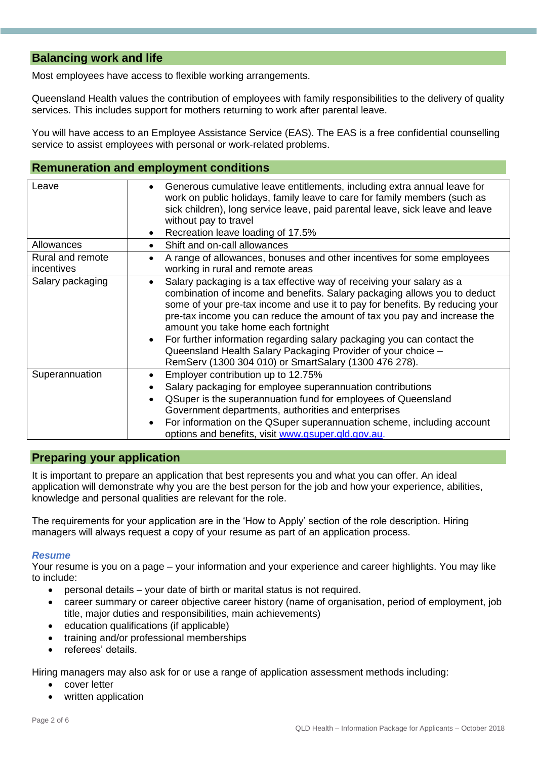## Balancing work and life

Most employees have access to flexible working arrangements.

Queensland Health values the contribution of employees with family responsibilities to the delivery of quality services. This includes support for mothers returning to work after parental leave.

You will have access to an Employee Assistance Service (EAS). The EAS is a free confidential counselling service to assist employees with personal or work-related problems.

## Remuneration and employment conditions

| | |
|---|---|
| Leave | • Generous cumulative leave entitlements, including extra annual leave for work on public holidays, family leave to care for family members (such as sick children), long service leave, paid parental leave, sick leave and leave without pay to travel<br>• Recreation leave loading of 17.5% |
| Allowances | • Shift and on-call allowances |
| Rural and remote incentives | • A range of allowances, bonuses and other incentives for some employees working in rural and remote areas |
| Salary packaging | • Salary packaging is a tax effective way of receiving your salary as a combination of income and benefits. Salary packaging allows you to deduct some of your pre-tax income and use it to pay for benefits. By reducing your pre-tax income you can reduce the amount of tax you pay and increase the amount you take home each fortnight<br>• For further information regarding salary packaging you can contact the Queensland Health Salary Packaging Provider of your choice – RemServ (1300 304 010) or SmartSalary (1300 476 278). |
| Superannuation | • Employer contribution up to 12.75%<br>• Salary packaging for employee superannuation contributions<br>• QSuper is the superannuation fund for employees of Queensland Government departments, authorities and enterprises<br>• For information on the QSuper superannuation scheme, including account options and benefits, visit www.qsuper.qld.gov.au. |

## Preparing your application

It is important to prepare an application that best represents you and what you can offer. An ideal application will demonstrate why you are the best person for the job and how your experience, abilities, knowledge and personal qualities are relevant for the role.

The requirements for your application are in the 'How to Apply' section of the role description. Hiring managers will always request a copy of your resume as part of an application process.

### *Resume*

Your resume is you on a page – your information and your experience and career highlights. You may like to include:

- personal details – your date of birth or marital status is not required.
- career summary or career objective career history (name of organisation, period of employment, job title, major duties and responsibilities, main achievements)
- education qualifications (if applicable)
- training and/or professional memberships
- referees' details.

Hiring managers may also ask for or use a range of application assessment methods including:

- cover letter
- written application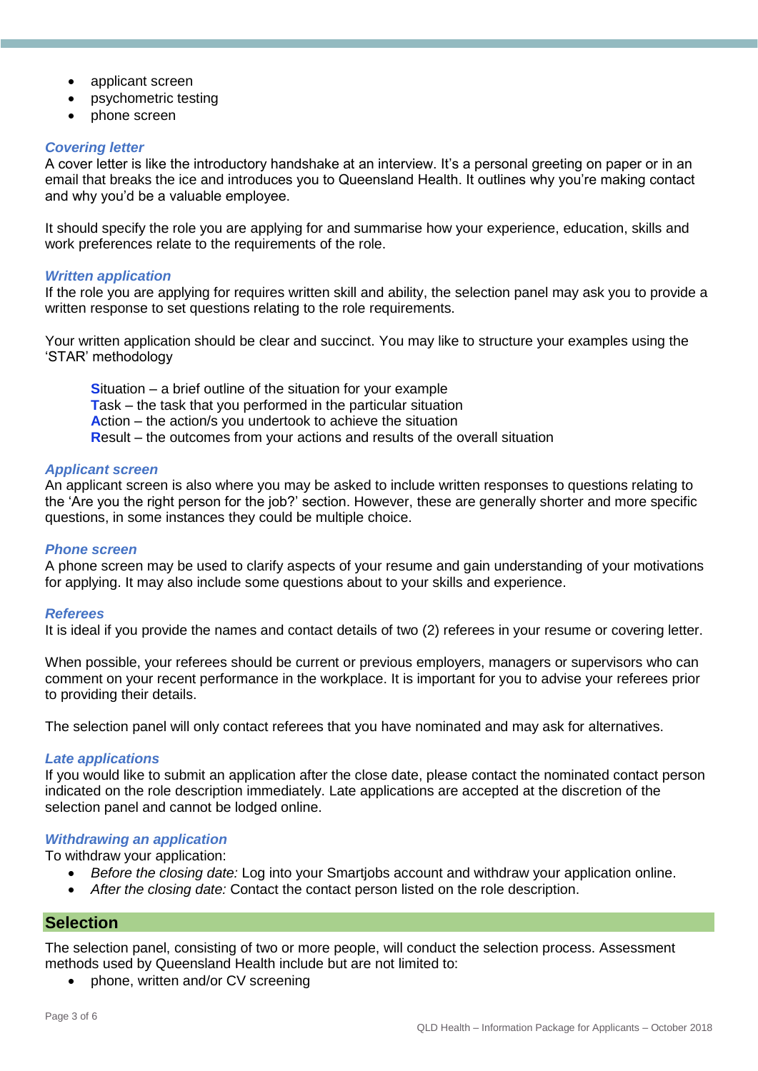- applicant screen
- psychometric testing
- phone screen

### *Covering letter*

A cover letter is like the introductory handshake at an interview. It's a personal greeting on paper or in an email that breaks the ice and introduces you to Queensland Health. It outlines why you're making contact and why you'd be a valuable employee.

It should specify the role you are applying for and summarise how your experience, education, skills and work preferences relate to the requirements of the role.

### *Written application*

If the role you are applying for requires written skill and ability, the selection panel may ask you to provide a written response to set questions relating to the role requirements.

Your written application should be clear and succinct. You may like to structure your examples using the 'STAR' methodology

> **S**ituation – a brief outline of the situation for your example
> **T**ask – the task that you performed in the particular situation
> **A**ction – the action/s you undertook to achieve the situation
> **R**esult – the outcomes from your actions and results of the overall situation

### *Applicant screen*

An applicant screen is also where you may be asked to include written responses to questions relating to the 'Are you the right person for the job?' section. However, these are generally shorter and more specific questions, in some instances they could be multiple choice.

### *Phone screen*

A phone screen may be used to clarify aspects of your resume and gain understanding of your motivations for applying. It may also include some questions about to your skills and experience.

### *Referees*

It is ideal if you provide the names and contact details of two (2) referees in your resume or covering letter.

When possible, your referees should be current or previous employers, managers or supervisors who can comment on your recent performance in the workplace. It is important for you to advise your referees prior to providing their details.

The selection panel will only contact referees that you have nominated and may ask for alternatives.

### *Late applications*

If you would like to submit an application after the close date, please contact the nominated contact person indicated on the role description immediately. Late applications are accepted at the discretion of the selection panel and cannot be lodged online.

### *Withdrawing an application*

To withdraw your application:

- *Before the closing date:* Log into your Smartjobs account and withdraw your application online.
- *After the closing date:* Contact the contact person listed on the role description.

## Selection

The selection panel, consisting of two or more people, will conduct the selection process. Assessment methods used by Queensland Health include but are not limited to:

- phone, written and/or CV screening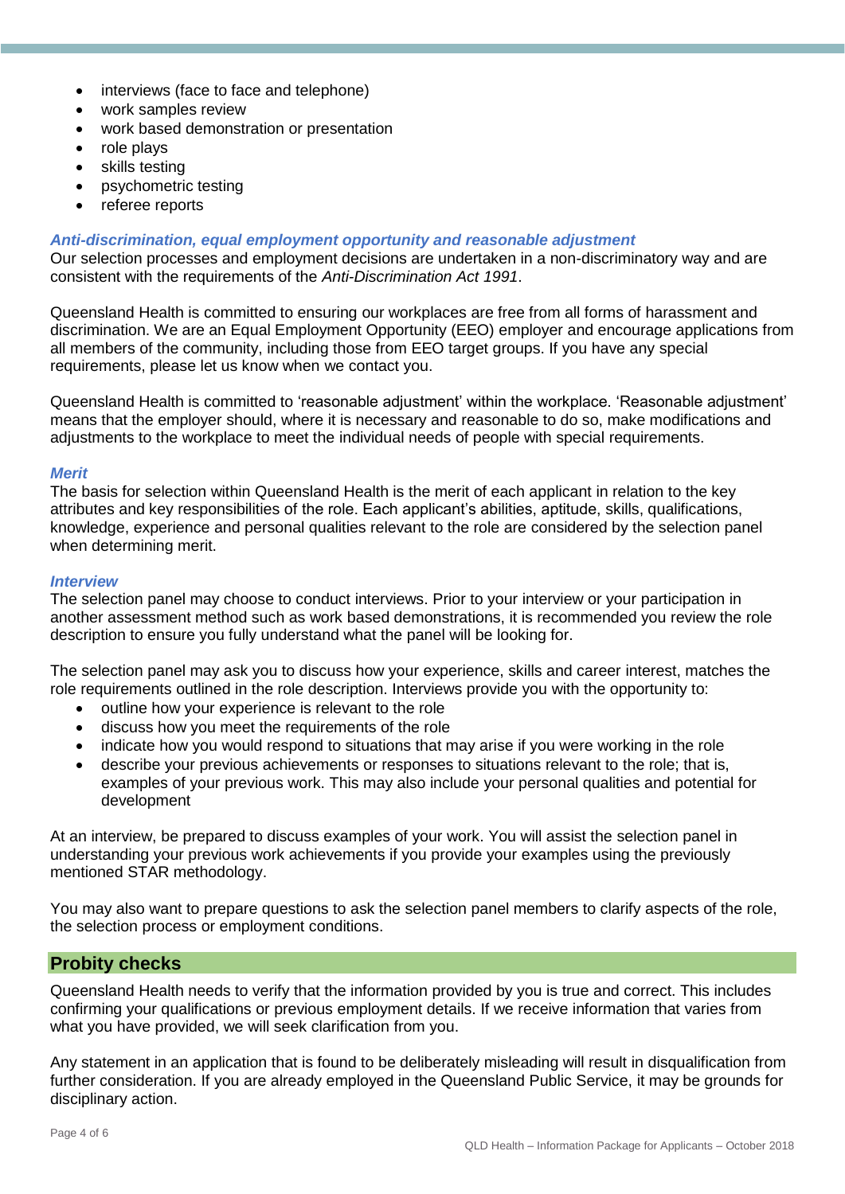- interviews (face to face and telephone)
- work samples review
- work based demonstration or presentation
- role plays
- skills testing
- psychometric testing
- referee reports

### *Anti-discrimination, equal employment opportunity and reasonable adjustment*

Our selection processes and employment decisions are undertaken in a non-discriminatory way and are consistent with the requirements of the *Anti-Discrimination Act 1991*.

Queensland Health is committed to ensuring our workplaces are free from all forms of harassment and discrimination. We are an Equal Employment Opportunity (EEO) employer and encourage applications from all members of the community, including those from EEO target groups. If you have any special requirements, please let us know when we contact you.

Queensland Health is committed to 'reasonable adjustment' within the workplace. 'Reasonable adjustment' means that the employer should, where it is necessary and reasonable to do so, make modifications and adjustments to the workplace to meet the individual needs of people with special requirements.

### *Merit*

The basis for selection within Queensland Health is the merit of each applicant in relation to the key attributes and key responsibilities of the role. Each applicant's abilities, aptitude, skills, qualifications, knowledge, experience and personal qualities relevant to the role are considered by the selection panel when determining merit.

### *Interview*

The selection panel may choose to conduct interviews. Prior to your interview or your participation in another assessment method such as work based demonstrations, it is recommended you review the role description to ensure you fully understand what the panel will be looking for.

The selection panel may ask you to discuss how your experience, skills and career interest, matches the role requirements outlined in the role description. Interviews provide you with the opportunity to:

- outline how your experience is relevant to the role
- discuss how you meet the requirements of the role
- indicate how you would respond to situations that may arise if you were working in the role
- describe your previous achievements or responses to situations relevant to the role; that is, examples of your previous work. This may also include your personal qualities and potential for development

At an interview, be prepared to discuss examples of your work. You will assist the selection panel in understanding your previous work achievements if you provide your examples using the previously mentioned STAR methodology.

You may also want to prepare questions to ask the selection panel members to clarify aspects of the role, the selection process or employment conditions.

## Probity checks

Queensland Health needs to verify that the information provided by you is true and correct. This includes confirming your qualifications or previous employment details. If we receive information that varies from what you have provided, we will seek clarification from you.

Any statement in an application that is found to be deliberately misleading will result in disqualification from further consideration. If you are already employed in the Queensland Public Service, it may be grounds for disciplinary action.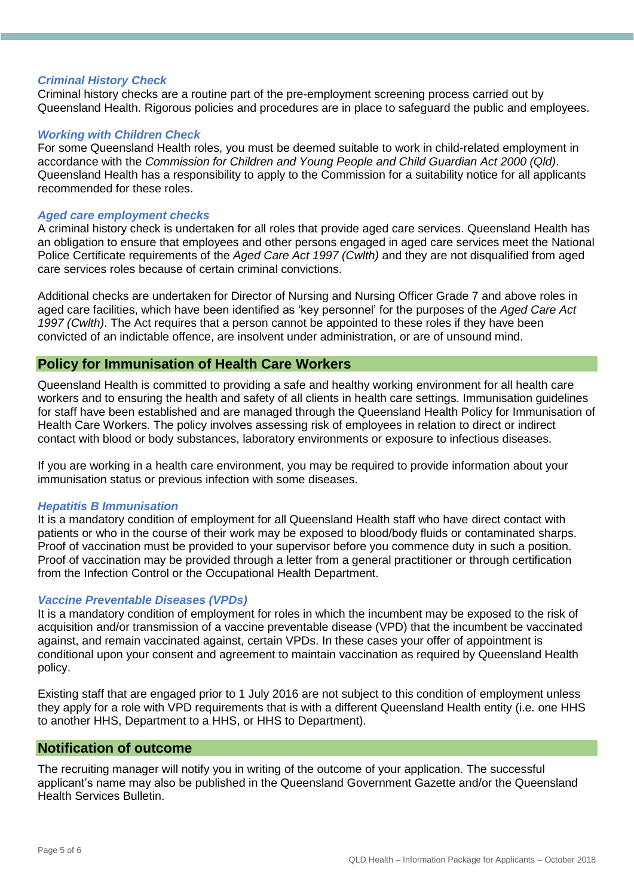### *Criminal History Check*

Criminal history checks are a routine part of the pre-employment screening process carried out by Queensland Health. Rigorous policies and procedures are in place to safeguard the public and employees.

### *Working with Children Check*

For some Queensland Health roles, you must be deemed suitable to work in child-related employment in accordance with the *Commission for Children and Young People and Child Guardian Act 2000 (Qld)*. Queensland Health has a responsibility to apply to the Commission for a suitability notice for all applicants recommended for these roles.

### *Aged care employment checks*

A criminal history check is undertaken for all roles that provide aged care services. Queensland Health has an obligation to ensure that employees and other persons engaged in aged care services meet the National Police Certificate requirements of the *Aged Care Act 1997 (Cwlth)* and they are not disqualified from aged care services roles because of certain criminal convictions.

Additional checks are undertaken for Director of Nursing and Nursing Officer Grade 7 and above roles in aged care facilities, which have been identified as 'key personnel' for the purposes of the *Aged Care Act 1997 (Cwlth)*. The Act requires that a person cannot be appointed to these roles if they have been convicted of an indictable offence, are insolvent under administration, or are of unsound mind.

## Policy for Immunisation of Health Care Workers

Queensland Health is committed to providing a safe and healthy working environment for all health care workers and to ensuring the health and safety of all clients in health care settings. Immunisation guidelines for staff have been established and are managed through the Queensland Health Policy for Immunisation of Health Care Workers. The policy involves assessing risk of employees in relation to direct or indirect contact with blood or body substances, laboratory environments or exposure to infectious diseases.

If you are working in a health care environment, you may be required to provide information about your immunisation status or previous infection with some diseases.

### *Hepatitis B Immunisation*

It is a mandatory condition of employment for all Queensland Health staff who have direct contact with patients or who in the course of their work may be exposed to blood/body fluids or contaminated sharps. Proof of vaccination must be provided to your supervisor before you commence duty in such a position. Proof of vaccination may be provided through a letter from a general practitioner or through certification from the Infection Control or the Occupational Health Department.

### *Vaccine Preventable Diseases (VPDs)*

It is a mandatory condition of employment for roles in which the incumbent may be exposed to the risk of acquisition and/or transmission of a vaccine preventable disease (VPD) that the incumbent be vaccinated against, and remain vaccinated against, certain VPDs. In these cases your offer of appointment is conditional upon your consent and agreement to maintain vaccination as required by Queensland Health policy.

Existing staff that are engaged prior to 1 July 2016 are not subject to this condition of employment unless they apply for a role with VPD requirements that is with a different Queensland Health entity (i.e. one HHS to another HHS, Department to a HHS, or HHS to Department).

## Notification of outcome

The recruiting manager will notify you in writing of the outcome of your application. The successful applicant's name may also be published in the Queensland Government Gazette and/or the Queensland Health Services Bulletin.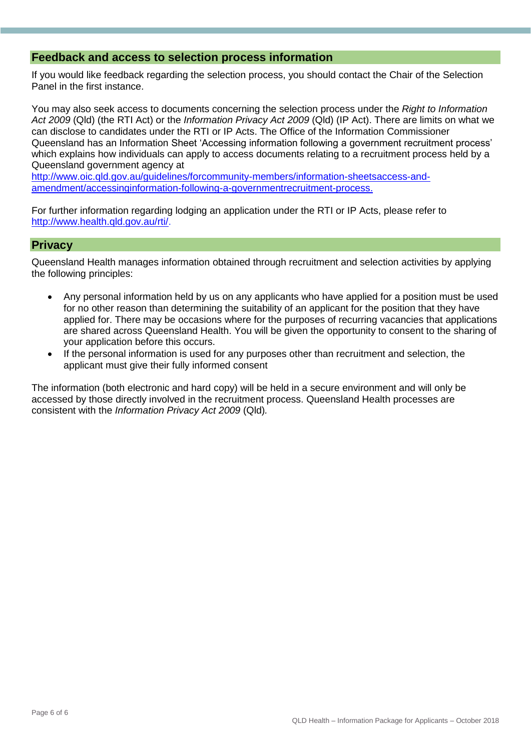## Feedback and access to selection process information

If you would like feedback regarding the selection process, you should contact the Chair of the Selection Panel in the first instance.

You may also seek access to documents concerning the selection process under the *Right to Information Act 2009* (Qld) (the RTI Act) or the *Information Privacy Act 2009* (Qld) (IP Act). There are limits on what we can disclose to candidates under the RTI or IP Acts. The Office of the Information Commissioner Queensland has an Information Sheet 'Accessing information following a government recruitment process' which explains how individuals can apply to access documents relating to a recruitment process held by a Queensland government agency at http://www.oic.qld.gov.au/guidelines/forcommunity-members/information-sheetsaccess-and-amendment/accessinginformation-following-a-governmentrecruitment-process.

For further information regarding lodging an application under the RTI or IP Acts, please refer to http://www.health.qld.gov.au/rti/.

## Privacy

Queensland Health manages information obtained through recruitment and selection activities by applying the following principles:

- Any personal information held by us on any applicants who have applied for a position must be used for no other reason than determining the suitability of an applicant for the position that they have applied for. There may be occasions where for the purposes of recurring vacancies that applications are shared across Queensland Health. You will be given the opportunity to consent to the sharing of your application before this occurs.
- If the personal information is used for any purposes other than recruitment and selection, the applicant must give their fully informed consent

The information (both electronic and hard copy) will be held in a secure environment and will only be accessed by those directly involved in the recruitment process. Queensland Health processes are consistent with the *Information Privacy Act 2009* (Qld).